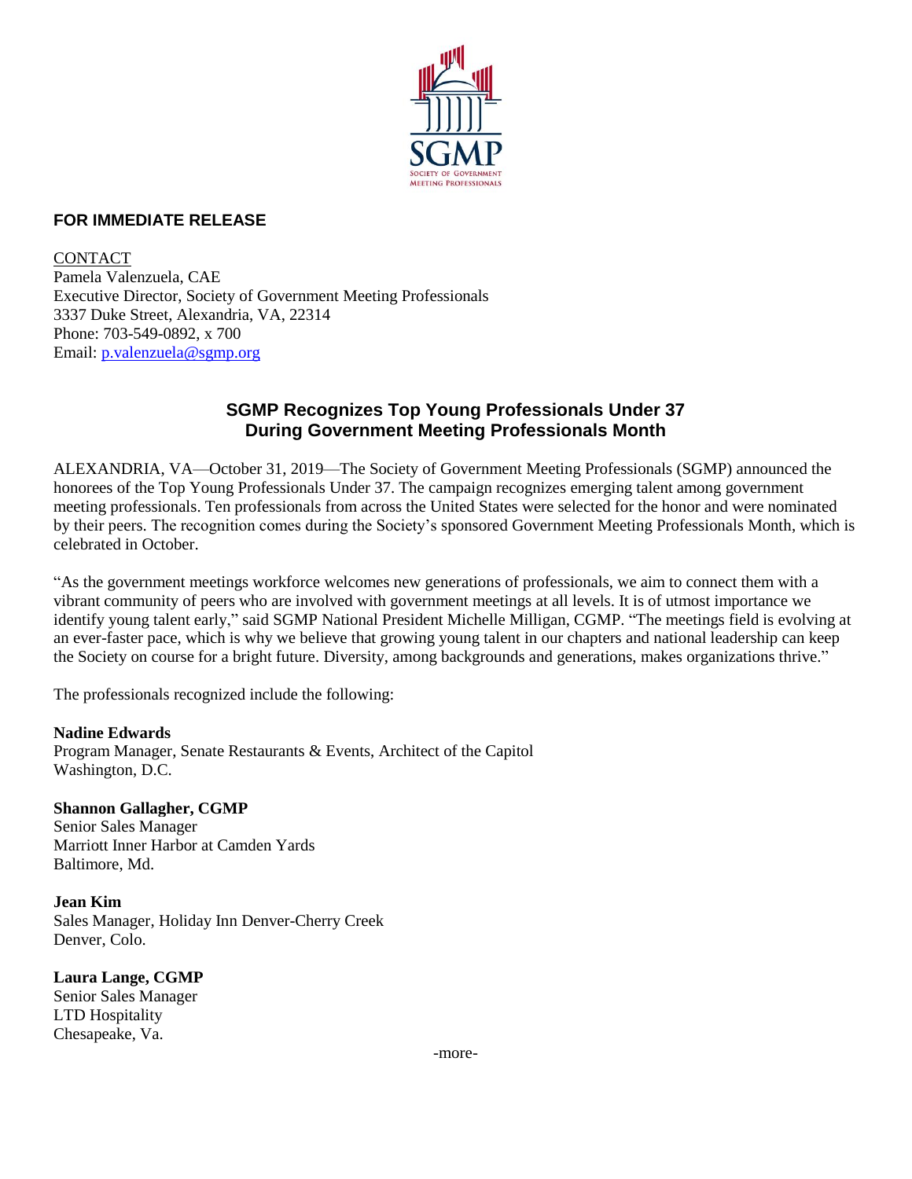**FOR IMMEDIATE RELEASE**

CONTACT
Pamela Valenzuela, CAE
Executive Director, Society of Government Meeting Professionals
3337 Duke Street, Alexandria, VA, 22314
Phone: 703-549-0892, x 700
Email: p.valenzuela@sgmp.org

## SGMP Recognizes Top Young Professionals Under 37 During Government Meeting Professionals Month

ALEXANDRIA, VA—October 31, 2019—The Society of Government Meeting Professionals (SGMP) announced the honorees of the Top Young Professionals Under 37. The campaign recognizes emerging talent among government meeting professionals. Ten professionals from across the United States were selected for the honor and were nominated by their peers. The recognition comes during the Society's sponsored Government Meeting Professionals Month, which is celebrated in October.

"As the government meetings workforce welcomes new generations of professionals, we aim to connect them with a vibrant community of peers who are involved with government meetings at all levels. It is of utmost importance we identify young talent early," said SGMP National President Michelle Milligan, CGMP. "The meetings field is evolving at an ever-faster pace, which is why we believe that growing young talent in our chapters and national leadership can keep the Society on course for a bright future. Diversity, among backgrounds and generations, makes organizations thrive."

The professionals recognized include the following:

**Nadine Edwards**
Program Manager, Senate Restaurants & Events, Architect of the Capitol
Washington, D.C.

**Shannon Gallagher, CGMP**
Senior Sales Manager
Marriott Inner Harbor at Camden Yards
Baltimore, Md.

**Jean Kim**
Sales Manager, Holiday Inn Denver-Cherry Creek
Denver, Colo.

**Laura Lange, CGMP**
Senior Sales Manager
LTD Hospitality
Chesapeake, Va.

-more-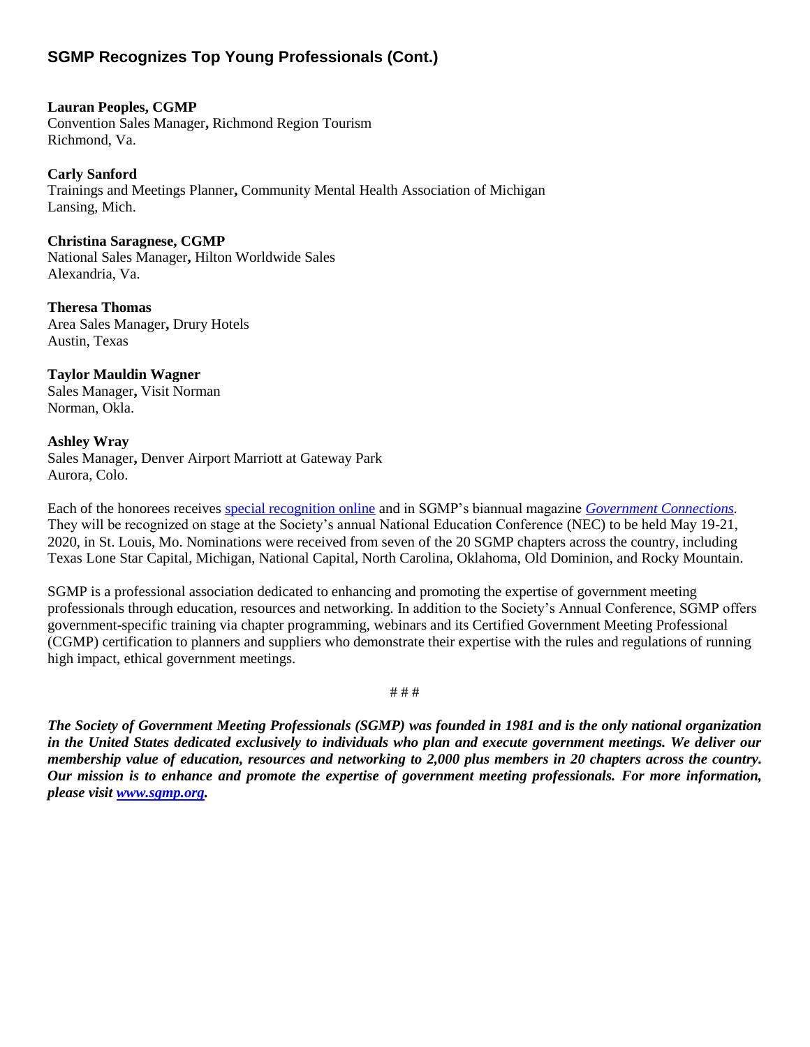## SGMP Recognizes Top Young Professionals (Cont.)

**Lauran Peoples, CGMP**
Convention Sales Manager**,** Richmond Region Tourism
Richmond, Va.

**Carly Sanford**
Trainings and Meetings Planner**,** Community Mental Health Association of Michigan
Lansing, Mich.

**Christina Saragnese, CGMP**
National Sales Manager**,** Hilton Worldwide Sales
Alexandria, Va.

**Theresa Thomas**
Area Sales Manager**,** Drury Hotels
Austin, Texas

**Taylor Mauldin Wagner**
Sales Manager**,** Visit Norman
Norman, Okla.

**Ashley Wray**
Sales Manager**,** Denver Airport Marriott at Gateway Park
Aurora, Colo.

Each of the honorees receives special recognition online and in SGMP's biannual magazine *Government Connections*. They will be recognized on stage at the Society's annual National Education Conference (NEC) to be held May 19-21, 2020, in St. Louis, Mo. Nominations were received from seven of the 20 SGMP chapters across the country, including Texas Lone Star Capital, Michigan, National Capital, North Carolina, Oklahoma, Old Dominion, and Rocky Mountain.

SGMP is a professional association dedicated to enhancing and promoting the expertise of government meeting professionals through education, resources and networking. In addition to the Society's Annual Conference, SGMP offers government-specific training via chapter programming, webinars and its Certified Government Meeting Professional (CGMP) certification to planners and suppliers who demonstrate their expertise with the rules and regulations of running high impact, ethical government meetings.

# # #

***The Society of Government Meeting Professionals (SGMP) was founded in 1981 and is the only national organization in the United States dedicated exclusively to individuals who plan and execute government meetings. We deliver our membership value of education, resources and networking to 2,000 plus members in 20 chapters across the country. Our mission is to enhance and promote the expertise of government meeting professionals. For more information, please visit www.sgmp.org.***